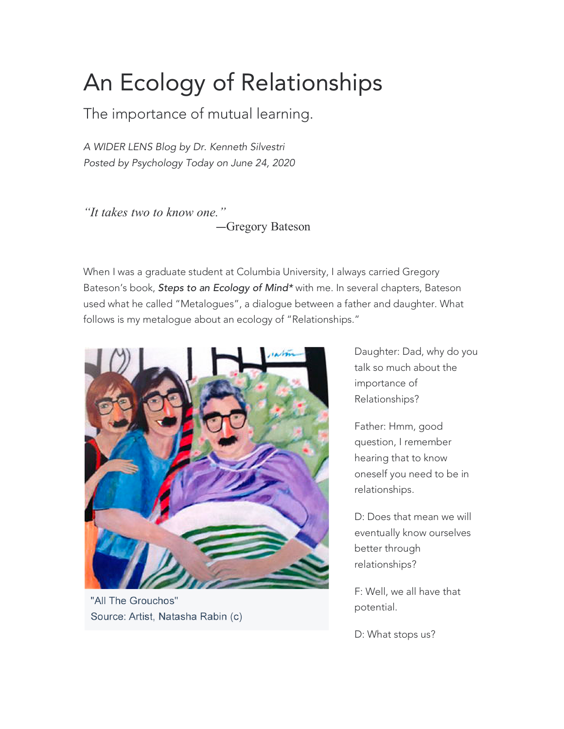# An Ecology of Relationships

## The importance of mutual learning.

*A WIDER LENS Blog by Dr. Kenneth Silvestri*
*Posted by Psychology Today on June 24, 2020*

*"It takes two to know one."*
—Gregory Bateson

When I was a graduate student at Columbia University, I always carried Gregory Bateson's book, ***Steps to an Ecology of Mind**** with me. In several chapters, Bateson used what he called "Metalogues", a dialogue between a father and daughter. What follows is my metalogue about an ecology of "Relationships."

"All The Grouchos"
Source: Artist, Natasha Rabin (c)

Daughter: Dad, why do you talk so much about the importance of Relationships?

Father: Hmm, good question, I remember hearing that to know oneself you need to be in relationships.

D: Does that mean we will eventually know ourselves better through relationships?

F: Well, we all have that potential.

D: What stops us?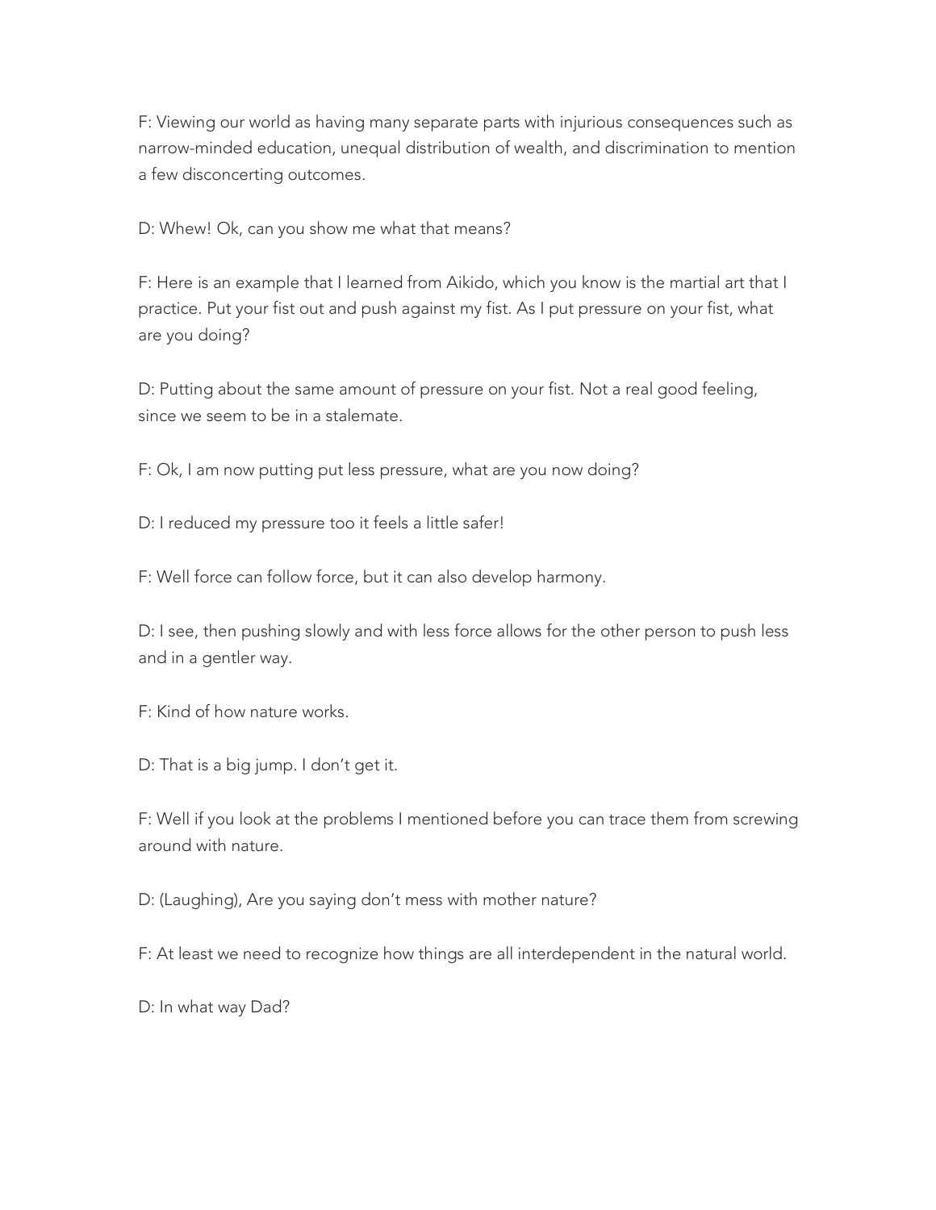F: Viewing our world as having many separate parts with injurious consequences such as narrow-minded education, unequal distribution of wealth, and discrimination to mention a few disconcerting outcomes.

D: Whew! Ok, can you show me what that means?

F: Here is an example that I learned from Aikido, which you know is the martial art that I practice. Put your fist out and push against my fist. As I put pressure on your fist, what are you doing?

D: Putting about the same amount of pressure on your fist. Not a real good feeling, since we seem to be in a stalemate.

F: Ok, I am now putting put less pressure, what are you now doing?

D: I reduced my pressure too it feels a little safer!

F: Well force can follow force, but it can also develop harmony.

D: I see, then pushing slowly and with less force allows for the other person to push less and in a gentler way.

F: Kind of how nature works.

D: That is a big jump. I don't get it.

F: Well if you look at the problems I mentioned before you can trace them from screwing around with nature.

D: (Laughing), Are you saying don't mess with mother nature?

F: At least we need to recognize how things are all interdependent in the natural world.

D: In what way Dad?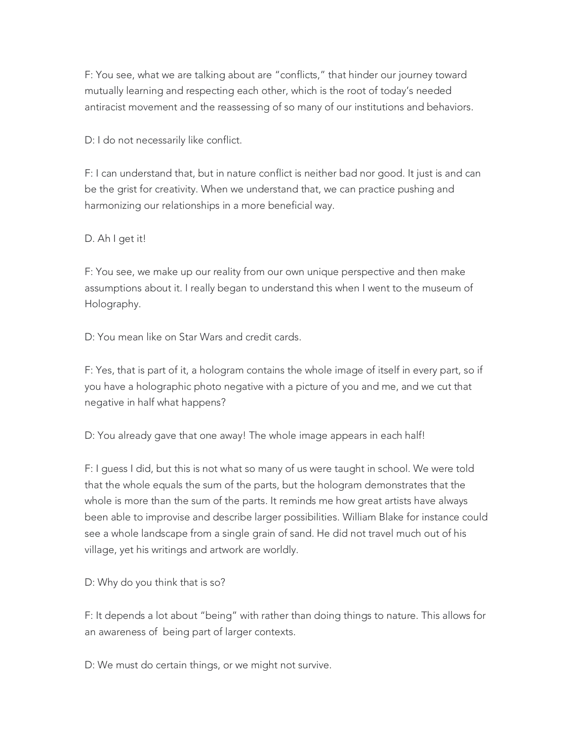F: You see, what we are talking about are "conflicts," that hinder our journey toward mutually learning and respecting each other, which is the root of today's needed antiracist movement and the reassessing of so many of our institutions and behaviors.

D: I do not necessarily like conflict.

F: I can understand that, but in nature conflict is neither bad nor good. It just is and can be the grist for creativity. When we understand that, we can practice pushing and harmonizing our relationships in a more beneficial way.

D. Ah I get it!

F: You see, we make up our reality from our own unique perspective and then make assumptions about it. I really began to understand this when I went to the museum of Holography.

D: You mean like on Star Wars and credit cards.

F: Yes, that is part of it, a hologram contains the whole image of itself in every part, so if you have a holographic photo negative with a picture of you and me, and we cut that negative in half what happens?

D: You already gave that one away! The whole image appears in each half!

F: I guess I did, but this is not what so many of us were taught in school. We were told that the whole equals the sum of the parts, but the hologram demonstrates that the whole is more than the sum of the parts. It reminds me how great artists have always been able to improvise and describe larger possibilities. William Blake for instance could see a whole landscape from a single grain of sand. He did not travel much out of his village, yet his writings and artwork are worldly.

D: Why do you think that is so?

F: It depends a lot about "being" with rather than doing things to nature. This allows for an awareness of  being part of larger contexts.

D: We must do certain things, or we might not survive.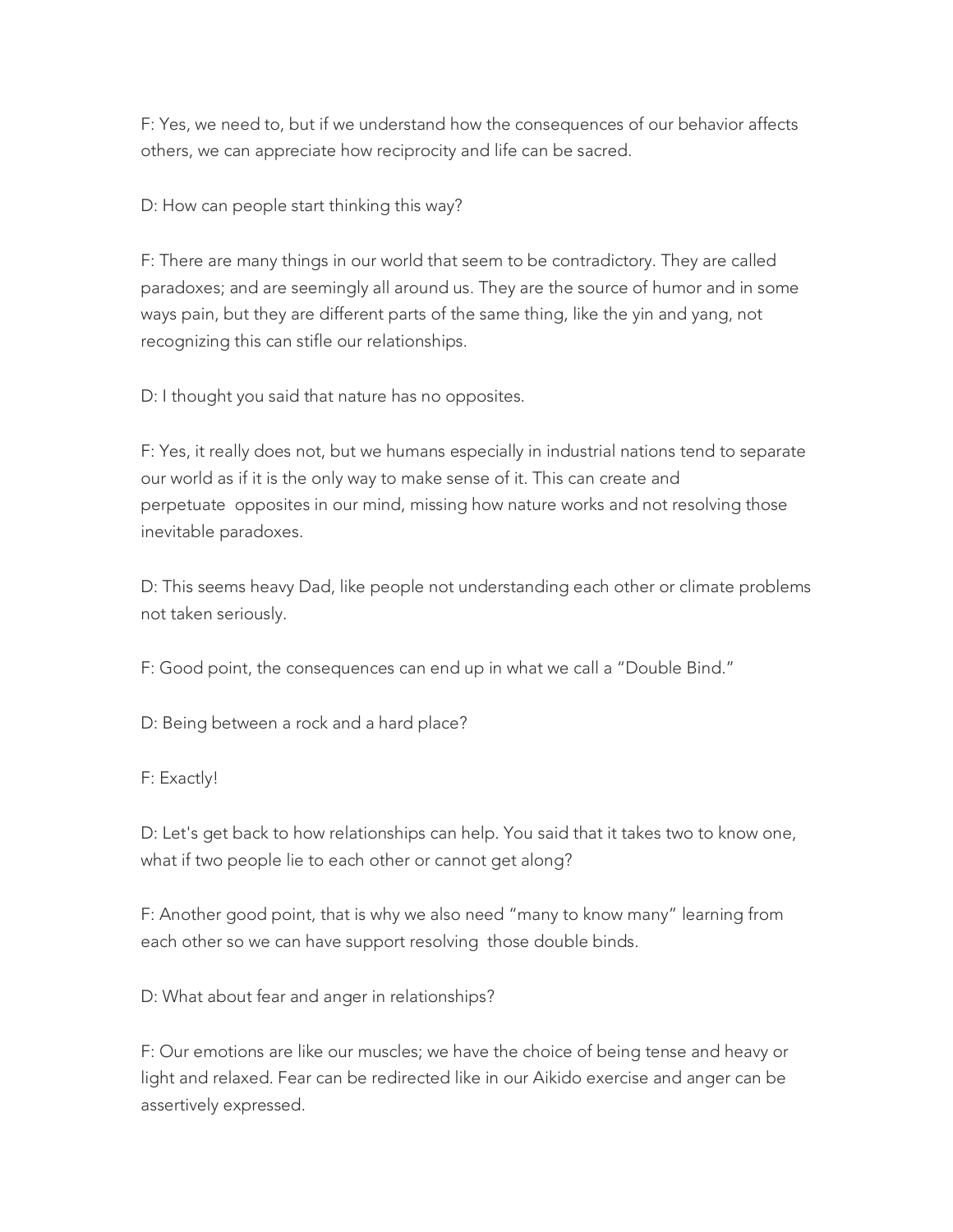F: Yes, we need to, but if we understand how the consequences of our behavior affects others, we can appreciate how reciprocity and life can be sacred.

D: How can people start thinking this way?

F: There are many things in our world that seem to be contradictory. They are called paradoxes; and are seemingly all around us. They are the source of humor and in some ways pain, but they are different parts of the same thing, like the yin and yang, not recognizing this can stifle our relationships.

D: I thought you said that nature has no opposites.

F: Yes, it really does not, but we humans especially in industrial nations tend to separate our world as if it is the only way to make sense of it. This can create and perpetuate  opposites in our mind, missing how nature works and not resolving those inevitable paradoxes.

D: This seems heavy Dad, like people not understanding each other or climate problems not taken seriously.

F: Good point, the consequences can end up in what we call a "Double Bind."

D: Being between a rock and a hard place?

F: Exactly!

D: Let's get back to how relationships can help. You said that it takes two to know one, what if two people lie to each other or cannot get along?

F: Another good point, that is why we also need "many to know many" learning from each other so we can have support resolving  those double binds.

D: What about fear and anger in relationships?

F: Our emotions are like our muscles; we have the choice of being tense and heavy or light and relaxed. Fear can be redirected like in our Aikido exercise and anger can be assertively expressed.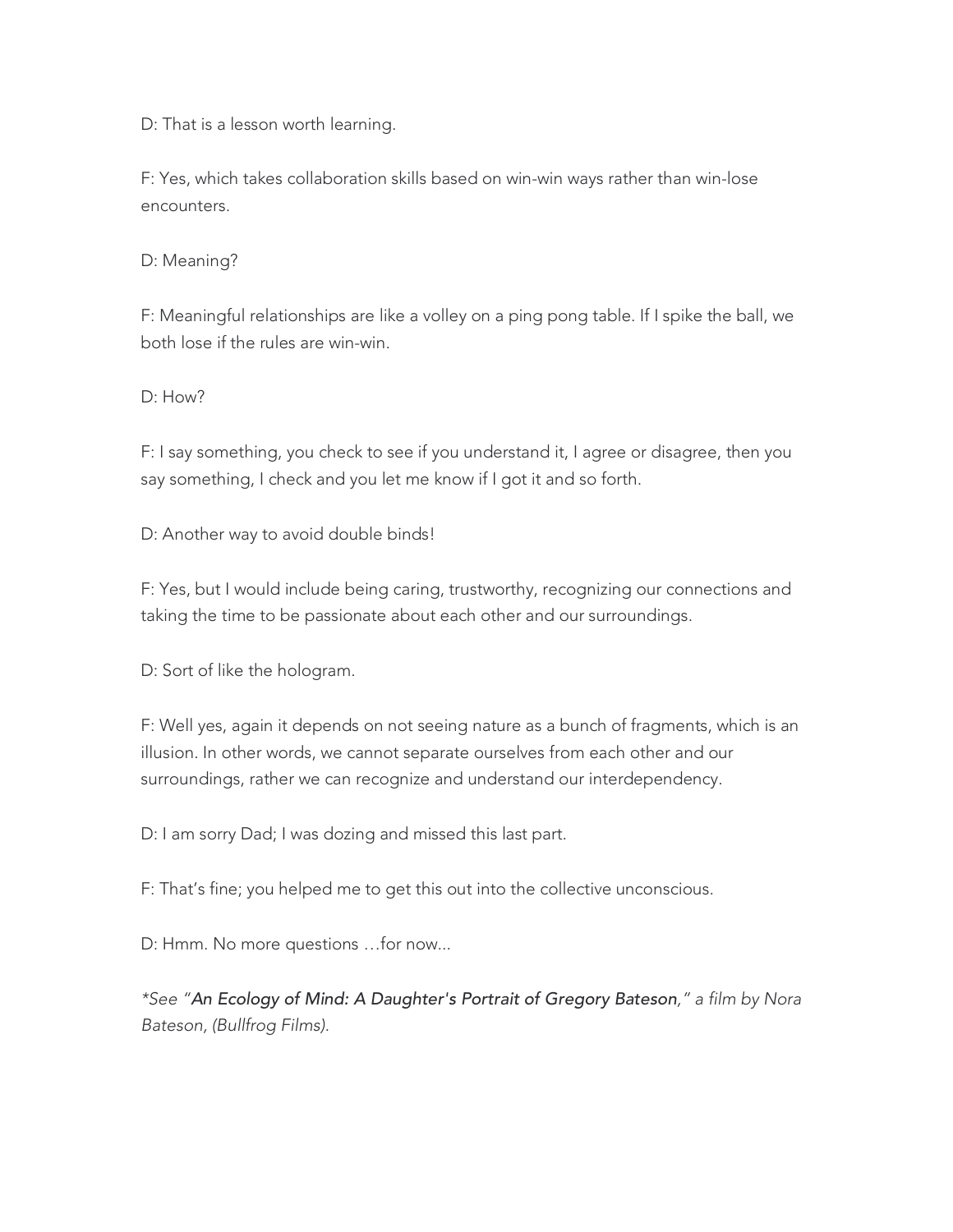D: That is a lesson worth learning.

F: Yes, which takes collaboration skills based on win-win ways rather than win-lose encounters.

D: Meaning?

F: Meaningful relationships are like a volley on a ping pong table. If I spike the ball, we both lose if the rules are win-win.

D: How?

F: I say something, you check to see if you understand it, I agree or disagree, then you say something, I check and you let me know if I got it and so forth.

D: Another way to avoid double binds!

F: Yes, but I would include being caring, trustworthy, recognizing our connections and taking the time to be passionate about each other and our surroundings.

D: Sort of like the hologram.

F: Well yes, again it depends on not seeing nature as a bunch of fragments, which is an illusion. In other words, we cannot separate ourselves from each other and our surroundings, rather we can recognize and understand our interdependency.

D: I am sorry Dad; I was dozing and missed this last part.

F: That's fine; you helped me to get this out into the collective unconscious.

D: Hmm. No more questions …for now...

*See "An Ecology of Mind: A Daughter's Portrait of Gregory Bateson," a film by Nora Bateson, (Bullfrog Films).*